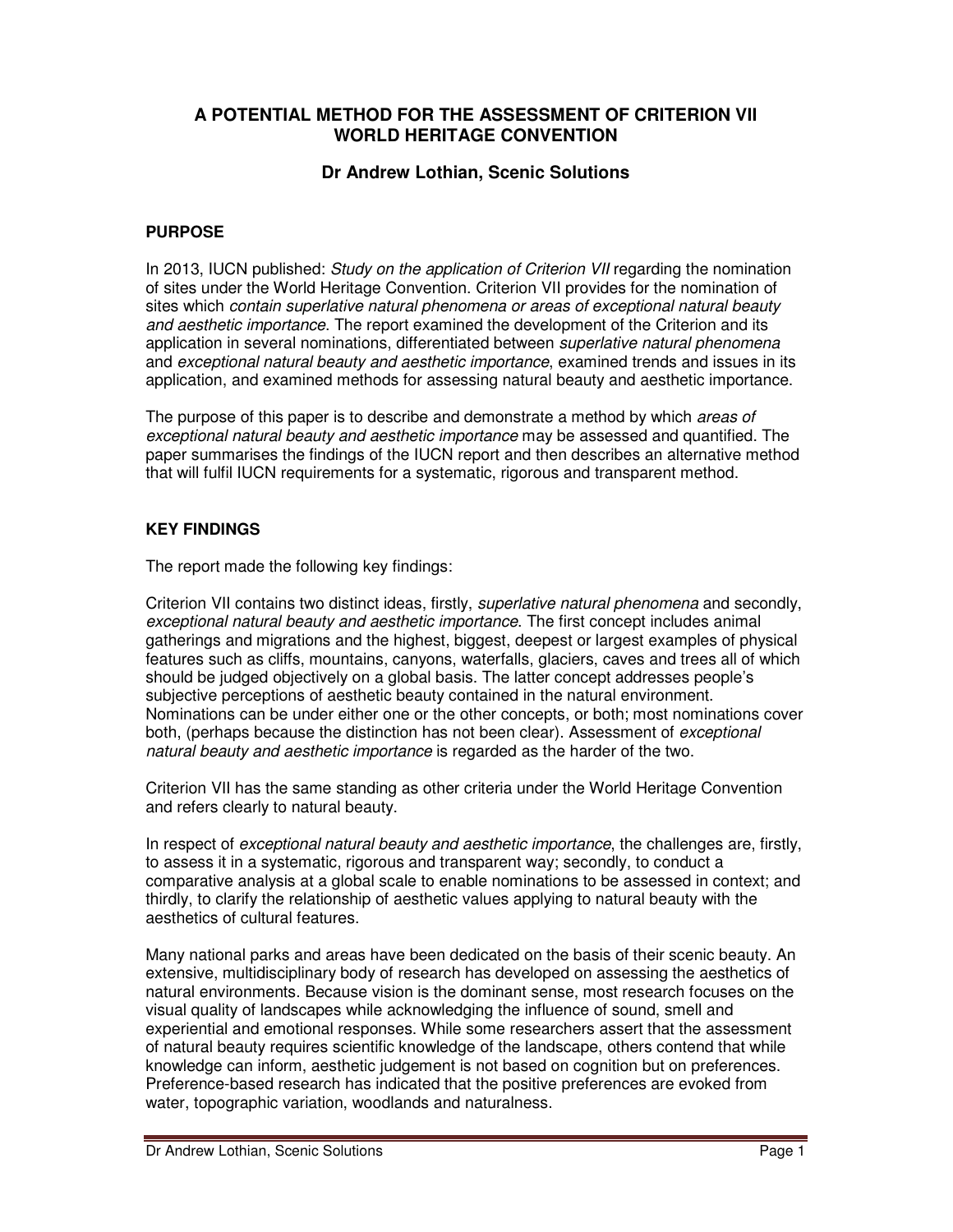# A POTENTIAL METHOD FOR THE ASSESSMENT OF CRITERION VII WORLD HERITAGE CONVENTION

## Dr Andrew Lothian, Scenic Solutions

### PURPOSE

In 2013, IUCN published: *Study on the application of Criterion VII* regarding the nomination of sites under the World Heritage Convention. Criterion VII provides for the nomination of sites which *contain superlative natural phenomena or areas of exceptional natural beauty and aesthetic importance*. The report examined the development of the Criterion and its application in several nominations, differentiated between *superlative natural phenomena* and *exceptional natural beauty and aesthetic importance*, examined trends and issues in its application, and examined methods for assessing natural beauty and aesthetic importance.

The purpose of this paper is to describe and demonstrate a method by which *areas of exceptional natural beauty and aesthetic importance* may be assessed and quantified. The paper summarises the findings of the IUCN report and then describes an alternative method that will fulfil IUCN requirements for a systematic, rigorous and transparent method.

### KEY FINDINGS

The report made the following key findings:

Criterion VII contains two distinct ideas, firstly, *superlative natural phenomena* and secondly, *exceptional natural beauty and aesthetic importance*. The first concept includes animal gatherings and migrations and the highest, biggest, deepest or largest examples of physical features such as cliffs, mountains, canyons, waterfalls, glaciers, caves and trees all of which should be judged objectively on a global basis. The latter concept addresses people's subjective perceptions of aesthetic beauty contained in the natural environment. Nominations can be under either one or the other concepts, or both; most nominations cover both, (perhaps because the distinction has not been clear). Assessment of *exceptional natural beauty and aesthetic importance* is regarded as the harder of the two.

Criterion VII has the same standing as other criteria under the World Heritage Convention and refers clearly to natural beauty.

In respect of *exceptional natural beauty and aesthetic importance*, the challenges are, firstly, to assess it in a systematic, rigorous and transparent way; secondly, to conduct a comparative analysis at a global scale to enable nominations to be assessed in context; and thirdly, to clarify the relationship of aesthetic values applying to natural beauty with the aesthetics of cultural features.

Many national parks and areas have been dedicated on the basis of their scenic beauty. An extensive, multidisciplinary body of research has developed on assessing the aesthetics of natural environments. Because vision is the dominant sense, most research focuses on the visual quality of landscapes while acknowledging the influence of sound, smell and experiential and emotional responses. While some researchers assert that the assessment of natural beauty requires scientific knowledge of the landscape, others contend that while knowledge can inform, aesthetic judgement is not based on cognition but on preferences. Preference-based research has indicated that the positive preferences are evoked from water, topographic variation, woodlands and naturalness.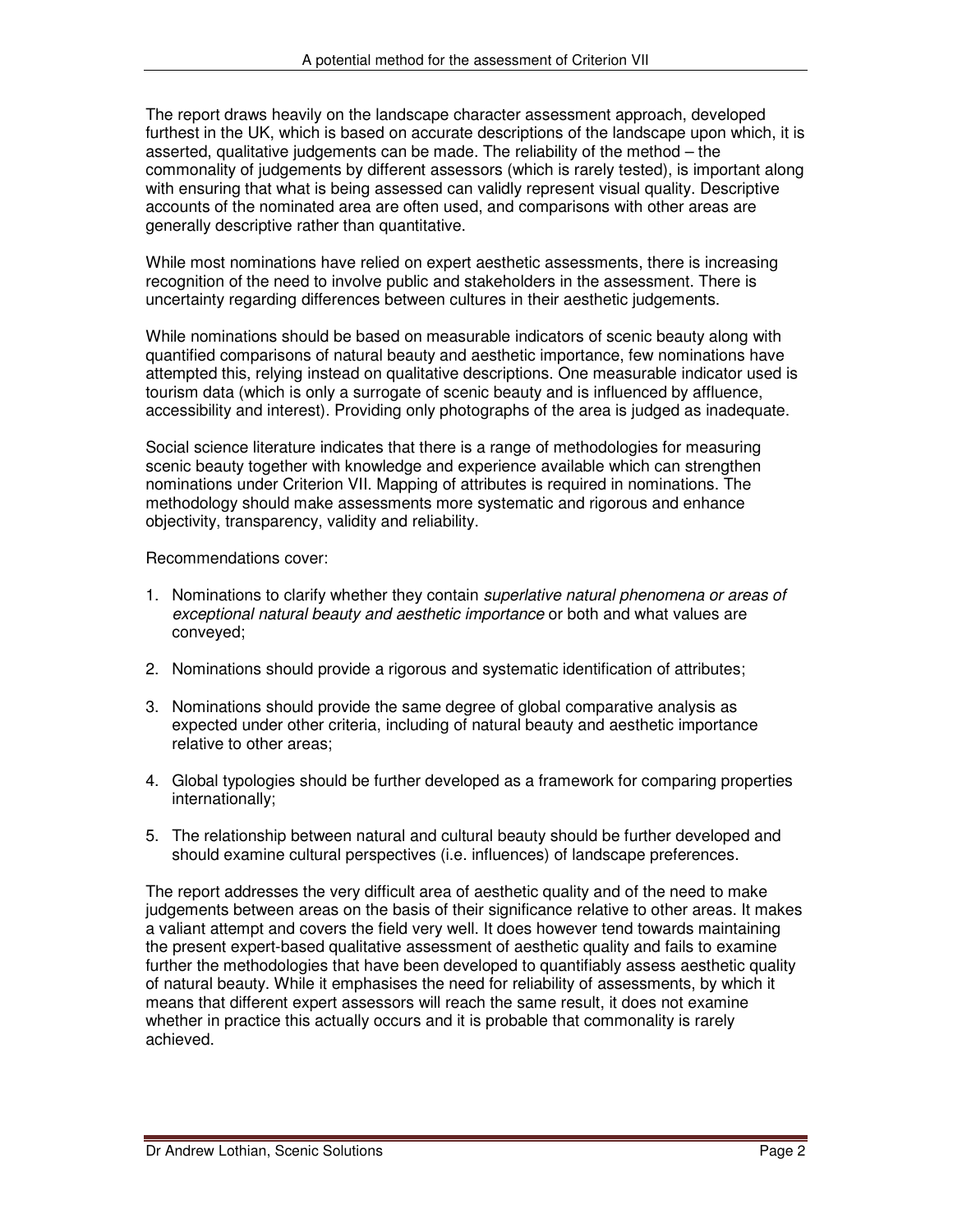The report draws heavily on the landscape character assessment approach, developed furthest in the UK, which is based on accurate descriptions of the landscape upon which, it is asserted, qualitative judgements can be made. The reliability of the method – the commonality of judgements by different assessors (which is rarely tested), is important along with ensuring that what is being assessed can validly represent visual quality. Descriptive accounts of the nominated area are often used, and comparisons with other areas are generally descriptive rather than quantitative.

While most nominations have relied on expert aesthetic assessments, there is increasing recognition of the need to involve public and stakeholders in the assessment. There is uncertainty regarding differences between cultures in their aesthetic judgements.

While nominations should be based on measurable indicators of scenic beauty along with quantified comparisons of natural beauty and aesthetic importance, few nominations have attempted this, relying instead on qualitative descriptions. One measurable indicator used is tourism data (which is only a surrogate of scenic beauty and is influenced by affluence, accessibility and interest). Providing only photographs of the area is judged as inadequate.

Social science literature indicates that there is a range of methodologies for measuring scenic beauty together with knowledge and experience available which can strengthen nominations under Criterion VII. Mapping of attributes is required in nominations. The methodology should make assessments more systematic and rigorous and enhance objectivity, transparency, validity and reliability.

Recommendations cover:

1. Nominations to clarify whether they contain *superlative natural phenomena or areas of exceptional natural beauty and aesthetic importance* or both and what values are conveyed;

2. Nominations should provide a rigorous and systematic identification of attributes;

3. Nominations should provide the same degree of global comparative analysis as expected under other criteria, including of natural beauty and aesthetic importance relative to other areas;

4. Global typologies should be further developed as a framework for comparing properties internationally;

5. The relationship between natural and cultural beauty should be further developed and should examine cultural perspectives (i.e. influences) of landscape preferences.

The report addresses the very difficult area of aesthetic quality and of the need to make judgements between areas on the basis of their significance relative to other areas. It makes a valiant attempt and covers the field very well. It does however tend towards maintaining the present expert-based qualitative assessment of aesthetic quality and fails to examine further the methodologies that have been developed to quantifiably assess aesthetic quality of natural beauty. While it emphasises the need for reliability of assessments, by which it means that different expert assessors will reach the same result, it does not examine whether in practice this actually occurs and it is probable that commonality is rarely achieved.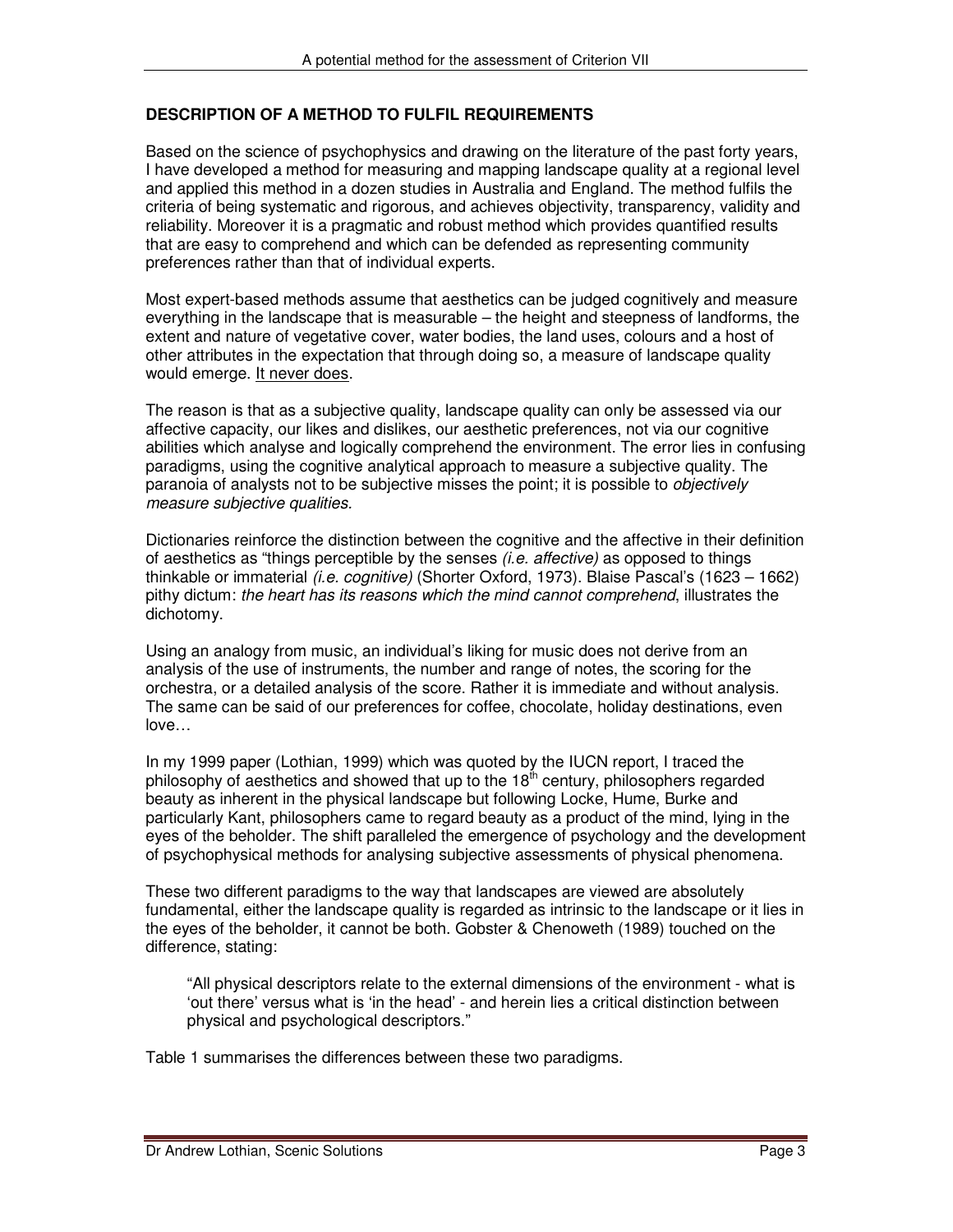## DESCRIPTION OF A METHOD TO FULFIL REQUIREMENTS

Based on the science of psychophysics and drawing on the literature of the past forty years, I have developed a method for measuring and mapping landscape quality at a regional level and applied this method in a dozen studies in Australia and England. The method fulfils the criteria of being systematic and rigorous, and achieves objectivity, transparency, validity and reliability. Moreover it is a pragmatic and robust method which provides quantified results that are easy to comprehend and which can be defended as representing community preferences rather than that of individual experts.

Most expert-based methods assume that aesthetics can be judged cognitively and measure everything in the landscape that is measurable – the height and steepness of landforms, the extent and nature of vegetative cover, water bodies, the land uses, colours and a host of other attributes in the expectation that through doing so, a measure of landscape quality would emerge. <u>It never does</u>.

The reason is that as a subjective quality, landscape quality can only be assessed via our affective capacity, our likes and dislikes, our aesthetic preferences, not via our cognitive abilities which analyse and logically comprehend the environment. The error lies in confusing paradigms, using the cognitive analytical approach to measure a subjective quality. The paranoia of analysts not to be subjective misses the point; it is possible to *objectively measure subjective qualities*.

Dictionaries reinforce the distinction between the cognitive and the affective in their definition of aesthetics as "things perceptible by the senses *(i.e. affective)* as opposed to things thinkable or immaterial *(i.e. cognitive)* (Shorter Oxford, 1973). Blaise Pascal's (1623 – 1662) pithy dictum: *the heart has its reasons which the mind cannot comprehend*, illustrates the dichotomy.

Using an analogy from music, an individual's liking for music does not derive from an analysis of the use of instruments, the number and range of notes, the scoring for the orchestra, or a detailed analysis of the score. Rather it is immediate and without analysis. The same can be said of our preferences for coffee, chocolate, holiday destinations, even love…

In my 1999 paper (Lothian, 1999) which was quoted by the IUCN report, I traced the philosophy of aesthetics and showed that up to the 18th century, philosophers regarded beauty as inherent in the physical landscape but following Locke, Hume, Burke and particularly Kant, philosophers came to regard beauty as a product of the mind, lying in the eyes of the beholder. The shift paralleled the emergence of psychology and the development of psychophysical methods for analysing subjective assessments of physical phenomena.

These two different paradigms to the way that landscapes are viewed are absolutely fundamental, either the landscape quality is regarded as intrinsic to the landscape or it lies in the eyes of the beholder, it cannot be both. Gobster & Chenoweth (1989) touched on the difference, stating:

> "All physical descriptors relate to the external dimensions of the environment - what is 'out there' versus what is 'in the head' - and herein lies a critical distinction between physical and psychological descriptors."

Table 1 summarises the differences between these two paradigms.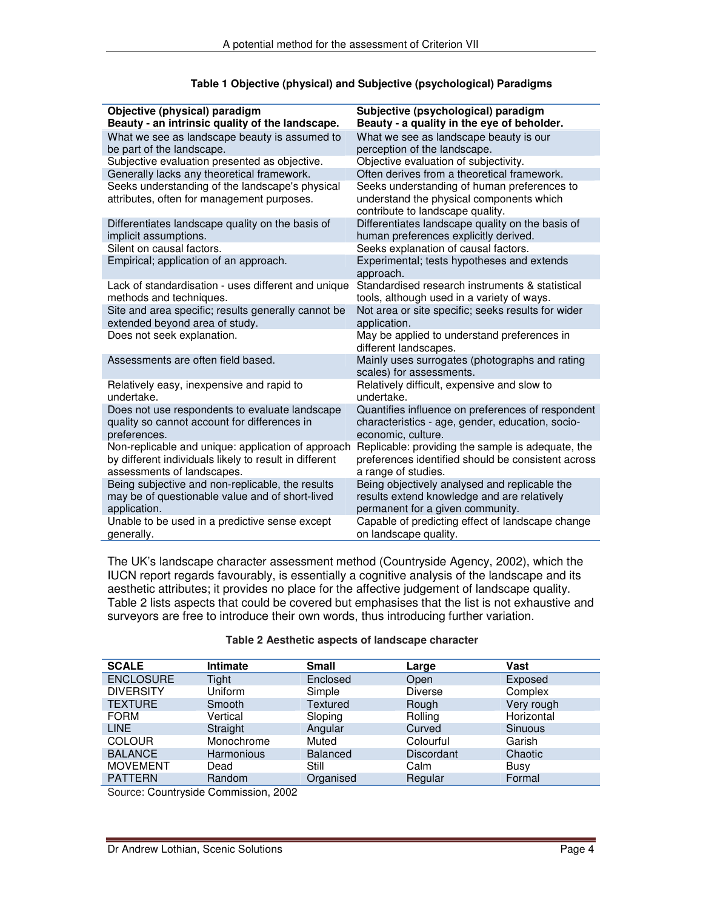**Table 1 Objective (physical) and Subjective (psychological) Paradigms**

| Objective (physical) paradigm<br>Beauty - an intrinsic quality of the landscape. | Subjective (psychological) paradigm<br>Beauty - a quality in the eye of beholder. |
|---|---|
| What we see as landscape beauty is assumed to be part of the landscape. | What we see as landscape beauty is our perception of the landscape. |
| Subjective evaluation presented as objective. | Objective evaluation of subjectivity. |
| Generally lacks any theoretical framework. | Often derives from a theoretical framework. |
| Seeks understanding of the landscape's physical attributes, often for management purposes. | Seeks understanding of human preferences to understand the physical components which contribute to landscape quality. |
| Differentiates landscape quality on the basis of implicit assumptions. | Differentiates landscape quality on the basis of human preferences explicitly derived. |
| Silent on causal factors. | Seeks explanation of causal factors. |
| Empirical; application of an approach. | Experimental; tests hypotheses and extends approach. |
| Lack of standardisation - uses different and unique methods and techniques. | Standardised research instruments & statistical tools, although used in a variety of ways. |
| Site and area specific; results generally cannot be extended beyond area of study. | Not area or site specific; seeks results for wider application. |
| Does not seek explanation. | May be applied to understand preferences in different landscapes. |
| Assessments are often field based. | Mainly uses surrogates (photographs and rating scales) for assessments. |
| Relatively easy, inexpensive and rapid to undertake. | Relatively difficult, expensive and slow to undertake. |
| Does not use respondents to evaluate landscape quality so cannot account for differences in preferences. | Quantifies influence on preferences of respondent characteristics - age, gender, education, socio-economic, culture. |
| Non-replicable and unique: application of approach by different individuals likely to result in different assessments of landscapes. | Replicable: providing the sample is adequate, the preferences identified should be consistent across a range of studies. |
| Being subjective and non-replicable, the results may be of questionable value and of short-lived application. | Being objectively analysed and replicable the results extend knowledge and are relatively permanent for a given community. |
| Unable to be used in a predictive sense except generally. | Capable of predicting effect of landscape change on landscape quality. |

The UK's landscape character assessment method (Countryside Agency, 2002), which the IUCN report regards favourably, is essentially a cognitive analysis of the landscape and its aesthetic attributes; it provides no place for the affective judgement of landscape quality. Table 2 lists aspects that could be covered but emphasises that the list is not exhaustive and surveyors are free to introduce their own words, thus introducing further variation.

**Table 2 Aesthetic aspects of landscape character**

| SCALE | Intimate | Small | Large | Vast |
|---|---|---|---|---|
| ENCLOSURE | Tight | Enclosed | Open | Exposed |
| DIVERSITY | Uniform | Simple | Diverse | Complex |
| TEXTURE | Smooth | Textured | Rough | Very rough |
| FORM | Vertical | Sloping | Rolling | Horizontal |
| LINE | Straight | Angular | Curved | Sinuous |
| COLOUR | Monochrome | Muted | Colourful | Garish |
| BALANCE | Harmonious | Balanced | Discordant | Chaotic |
| MOVEMENT | Dead | Still | Calm | Busy |
| PATTERN | Random | Organised | Regular | Formal |

Source: Countryside Commission, 2002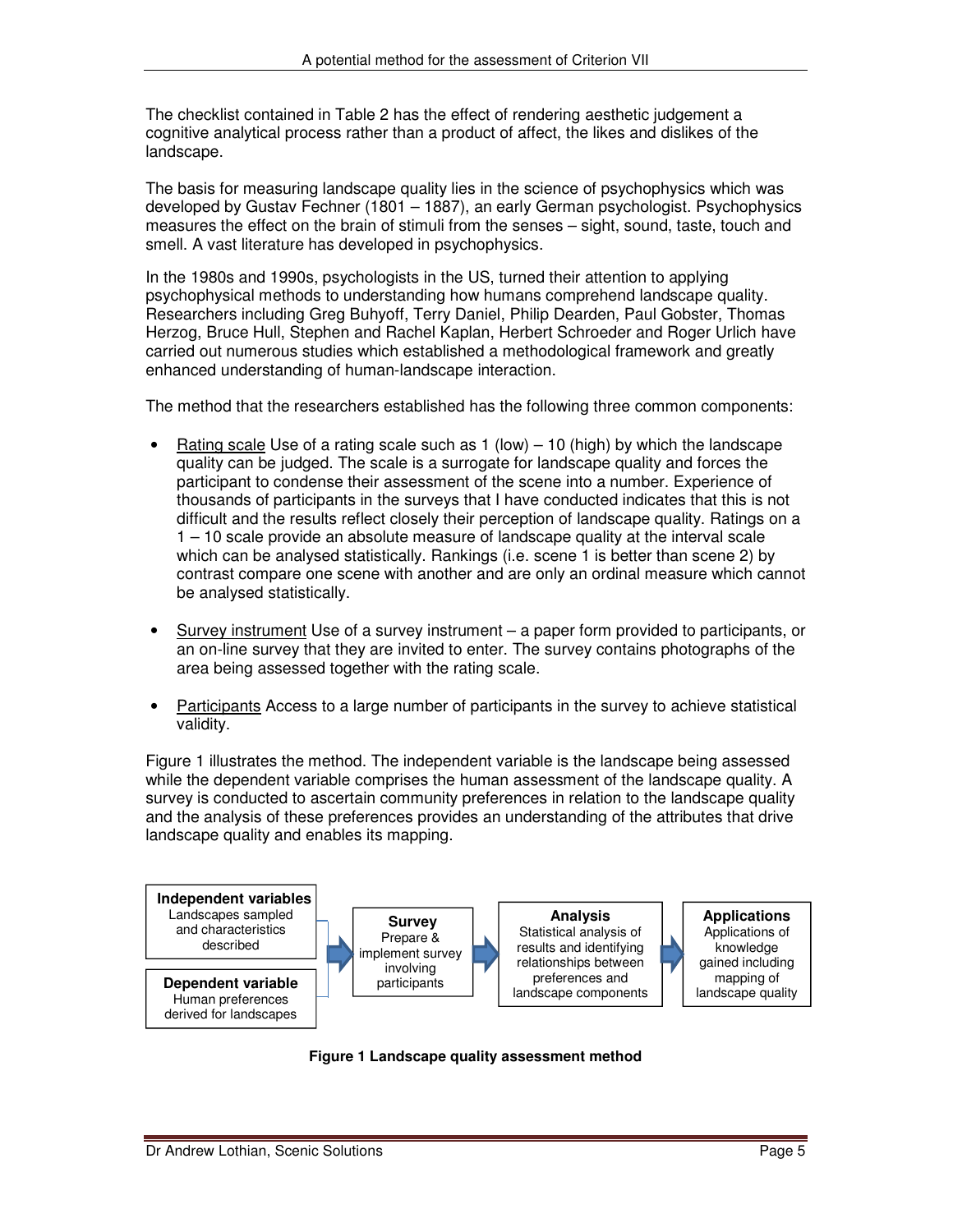The checklist contained in Table 2 has the effect of rendering aesthetic judgement a cognitive analytical process rather than a product of affect, the likes and dislikes of the landscape.

The basis for measuring landscape quality lies in the science of psychophysics which was developed by Gustav Fechner (1801 – 1887), an early German psychologist. Psychophysics measures the effect on the brain of stimuli from the senses – sight, sound, taste, touch and smell. A vast literature has developed in psychophysics.

In the 1980s and 1990s, psychologists in the US, turned their attention to applying psychophysical methods to understanding how humans comprehend landscape quality. Researchers including Greg Buhyoff, Terry Daniel, Philip Dearden, Paul Gobster, Thomas Herzog, Bruce Hull, Stephen and Rachel Kaplan, Herbert Schroeder and Roger Urlich have carried out numerous studies which established a methodological framework and greatly enhanced understanding of human-landscape interaction.

The method that the researchers established has the following three common components:

- Rating scale Use of a rating scale such as 1 (low) – 10 (high) by which the landscape quality can be judged. The scale is a surrogate for landscape quality and forces the participant to condense their assessment of the scene into a number. Experience of thousands of participants in the surveys that I have conducted indicates that this is not difficult and the results reflect closely their perception of landscape quality. Ratings on a 1 – 10 scale provide an absolute measure of landscape quality at the interval scale which can be analysed statistically. Rankings (i.e. scene 1 is better than scene 2) by contrast compare one scene with another and are only an ordinal measure which cannot be analysed statistically.

- Survey instrument Use of a survey instrument – a paper form provided to participants, or an on-line survey that they are invited to enter. The survey contains photographs of the area being assessed together with the rating scale.

- Participants Access to a large number of participants in the survey to achieve statistical validity.

Figure 1 illustrates the method. The independent variable is the landscape being assessed while the dependent variable comprises the human assessment of the landscape quality. A survey is conducted to ascertain community preferences in relation to the landscape quality and the analysis of these preferences provides an understanding of the attributes that drive landscape quality and enables its mapping.

**Independent variables** Landscapes sampled and characteristics described

**Dependent variable** Human preferences derived for landscapes

→ **Survey** Prepare & implement survey involving participants → **Analysis** Statistical analysis of results and identifying relationships between preferences and landscape components → **Applications** Applications of knowledge gained including mapping of landscape quality

**Figure 1 Landscape quality assessment method**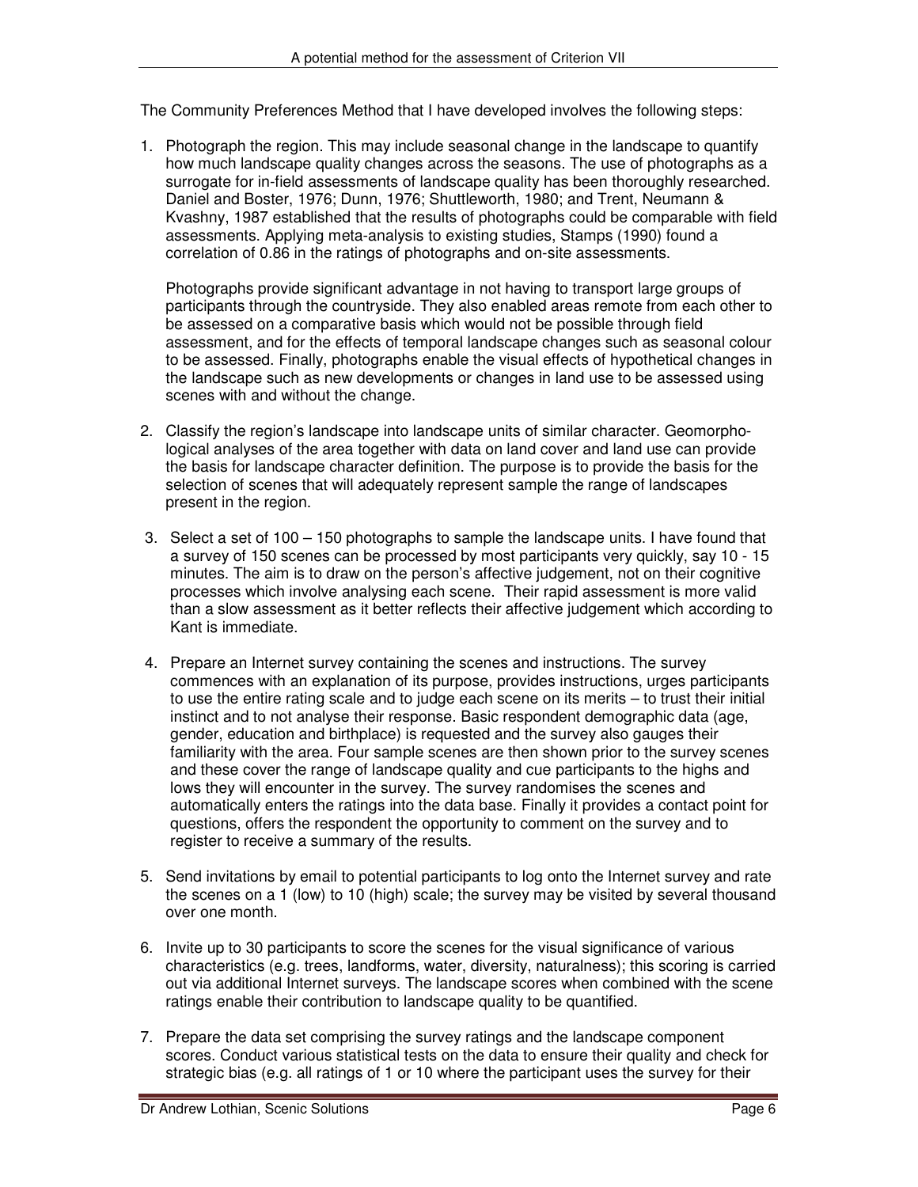The Community Preferences Method that I have developed involves the following steps:

1. Photograph the region. This may include seasonal change in the landscape to quantify how much landscape quality changes across the seasons. The use of photographs as a surrogate for in-field assessments of landscape quality has been thoroughly researched. Daniel and Boster, 1976; Dunn, 1976; Shuttleworth, 1980; and Trent, Neumann & Kvashny, 1987 established that the results of photographs could be comparable with field assessments. Applying meta-analysis to existing studies, Stamps (1990) found a correlation of 0.86 in the ratings of photographs and on-site assessments.

   Photographs provide significant advantage in not having to transport large groups of participants through the countryside. They also enabled areas remote from each other to be assessed on a comparative basis which would not be possible through field assessment, and for the effects of temporal landscape changes such as seasonal colour to be assessed. Finally, photographs enable the visual effects of hypothetical changes in the landscape such as new developments or changes in land use to be assessed using scenes with and without the change.

2. Classify the region's landscape into landscape units of similar character. Geomorphological analyses of the area together with data on land cover and land use can provide the basis for landscape character definition. The purpose is to provide the basis for the selection of scenes that will adequately represent sample the range of landscapes present in the region.

3. Select a set of 100 – 150 photographs to sample the landscape units. I have found that a survey of 150 scenes can be processed by most participants very quickly, say 10 - 15 minutes. The aim is to draw on the person's affective judgement, not on their cognitive processes which involve analysing each scene. Their rapid assessment is more valid than a slow assessment as it better reflects their affective judgement which according to Kant is immediate.

4. Prepare an Internet survey containing the scenes and instructions. The survey commences with an explanation of its purpose, provides instructions, urges participants to use the entire rating scale and to judge each scene on its merits – to trust their initial instinct and to not analyse their response. Basic respondent demographic data (age, gender, education and birthplace) is requested and the survey also gauges their familiarity with the area. Four sample scenes are then shown prior to the survey scenes and these cover the range of landscape quality and cue participants to the highs and lows they will encounter in the survey. The survey randomises the scenes and automatically enters the ratings into the data base. Finally it provides a contact point for questions, offers the respondent the opportunity to comment on the survey and to register to receive a summary of the results.

5. Send invitations by email to potential participants to log onto the Internet survey and rate the scenes on a 1 (low) to 10 (high) scale; the survey may be visited by several thousand over one month.

6. Invite up to 30 participants to score the scenes for the visual significance of various characteristics (e.g. trees, landforms, water, diversity, naturalness); this scoring is carried out via additional Internet surveys. The landscape scores when combined with the scene ratings enable their contribution to landscape quality to be quantified.

7. Prepare the data set comprising the survey ratings and the landscape component scores. Conduct various statistical tests on the data to ensure their quality and check for strategic bias (e.g. all ratings of 1 or 10 where the participant uses the survey for their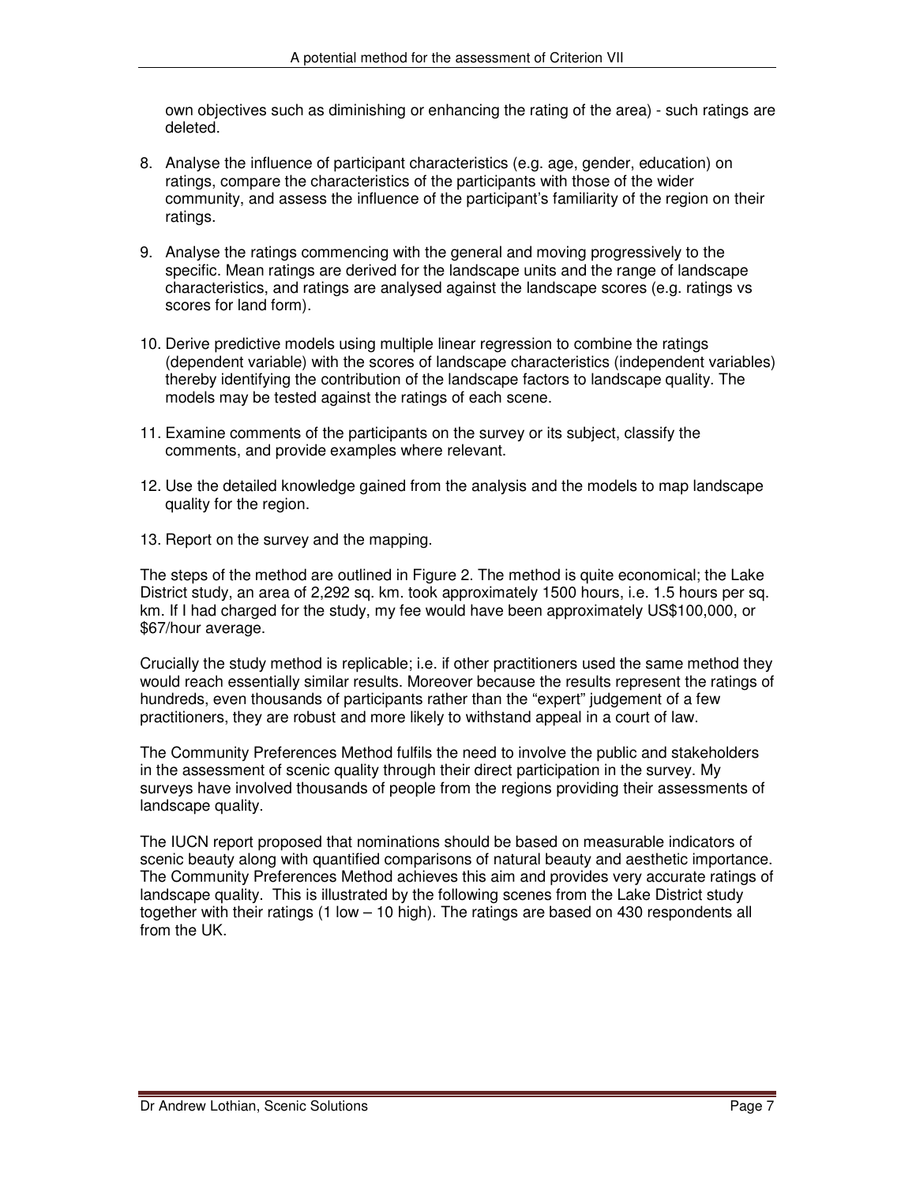own objectives such as diminishing or enhancing the rating of the area) - such ratings are deleted.

8. Analyse the influence of participant characteristics (e.g. age, gender, education) on ratings, compare the characteristics of the participants with those of the wider community, and assess the influence of the participant's familiarity of the region on their ratings.

9. Analyse the ratings commencing with the general and moving progressively to the specific. Mean ratings are derived for the landscape units and the range of landscape characteristics, and ratings are analysed against the landscape scores (e.g. ratings vs scores for land form).

10. Derive predictive models using multiple linear regression to combine the ratings (dependent variable) with the scores of landscape characteristics (independent variables) thereby identifying the contribution of the landscape factors to landscape quality. The models may be tested against the ratings of each scene.

11. Examine comments of the participants on the survey or its subject, classify the comments, and provide examples where relevant.

12. Use the detailed knowledge gained from the analysis and the models to map landscape quality for the region.

13. Report on the survey and the mapping.

The steps of the method are outlined in Figure 2. The method is quite economical; the Lake District study, an area of 2,292 sq. km. took approximately 1500 hours, i.e. 1.5 hours per sq. km. If I had charged for the study, my fee would have been approximately US$100,000, or $67/hour average.

Crucially the study method is replicable; i.e. if other practitioners used the same method they would reach essentially similar results. Moreover because the results represent the ratings of hundreds, even thousands of participants rather than the "expert" judgement of a few practitioners, they are robust and more likely to withstand appeal in a court of law.

The Community Preferences Method fulfils the need to involve the public and stakeholders in the assessment of scenic quality through their direct participation in the survey. My surveys have involved thousands of people from the regions providing their assessments of landscape quality.

The IUCN report proposed that nominations should be based on measurable indicators of scenic beauty along with quantified comparisons of natural beauty and aesthetic importance. The Community Preferences Method achieves this aim and provides very accurate ratings of landscape quality. This is illustrated by the following scenes from the Lake District study together with their ratings (1 low – 10 high). The ratings are based on 430 respondents all from the UK.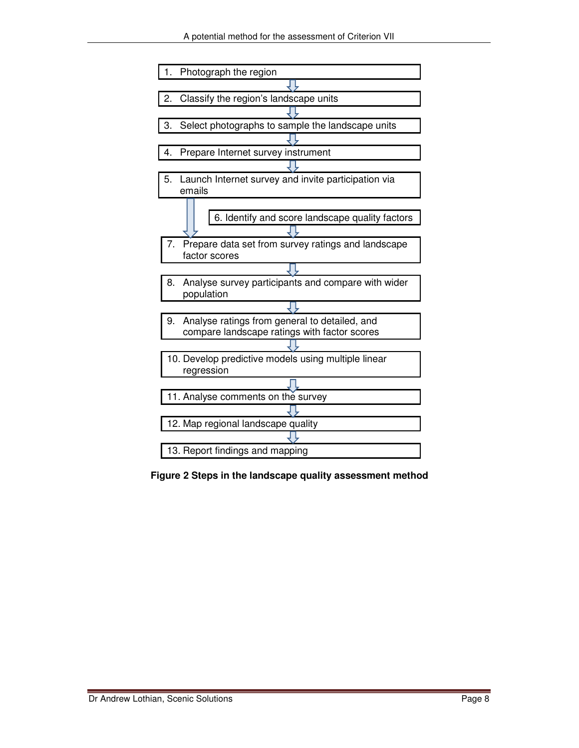1. Photograph the region
2. Classify the region's landscape units
3. Select photographs to sample the landscape units
4. Prepare Internet survey instrument
5. Launch Internet survey and invite participation via emails
6. Identify and score landscape quality factors
7. Prepare data set from survey ratings and landscape factor scores
8. Analyse survey participants and compare with wider population
9. Analyse ratings from general to detailed, and compare landscape ratings with factor scores
10. Develop predictive models using multiple linear regression
11. Analyse comments on the survey
12. Map regional landscape quality
13. Report findings and mapping

**Figure 2 Steps in the landscape quality assessment method**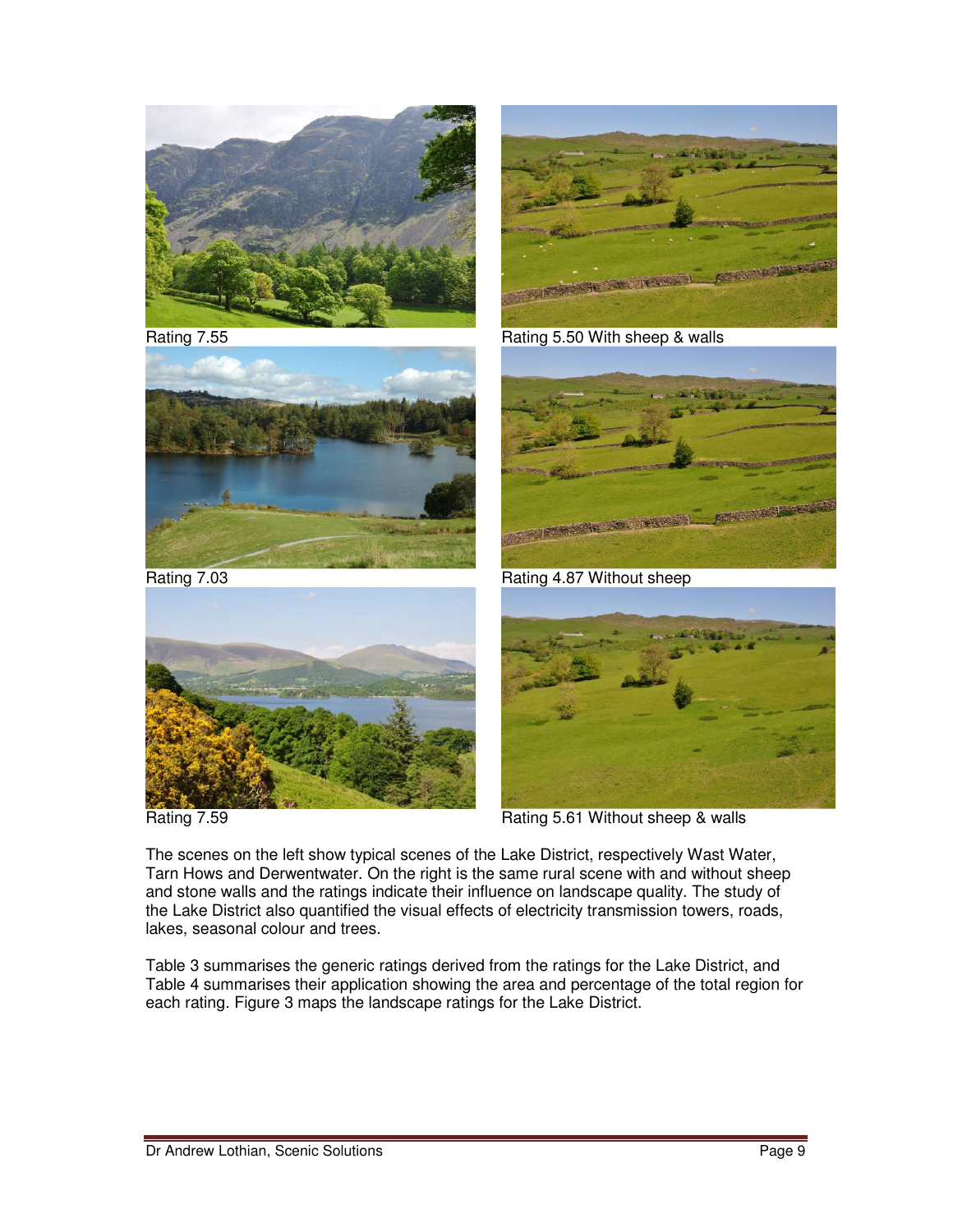Rating 7.55

Rating 5.50 With sheep & walls

Rating 7.03

Rating 4.87 Without sheep

Rating 7.59

Rating 5.61 Without sheep & walls

The scenes on the left show typical scenes of the Lake District, respectively Wast Water, Tarn Hows and Derwentwater. On the right is the same rural scene with and without sheep and stone walls and the ratings indicate their influence on landscape quality. The study of the Lake District also quantified the visual effects of electricity transmission towers, roads, lakes, seasonal colour and trees.

Table 3 summarises the generic ratings derived from the ratings for the Lake District, and Table 4 summarises their application showing the area and percentage of the total region for each rating. Figure 3 maps the landscape ratings for the Lake District.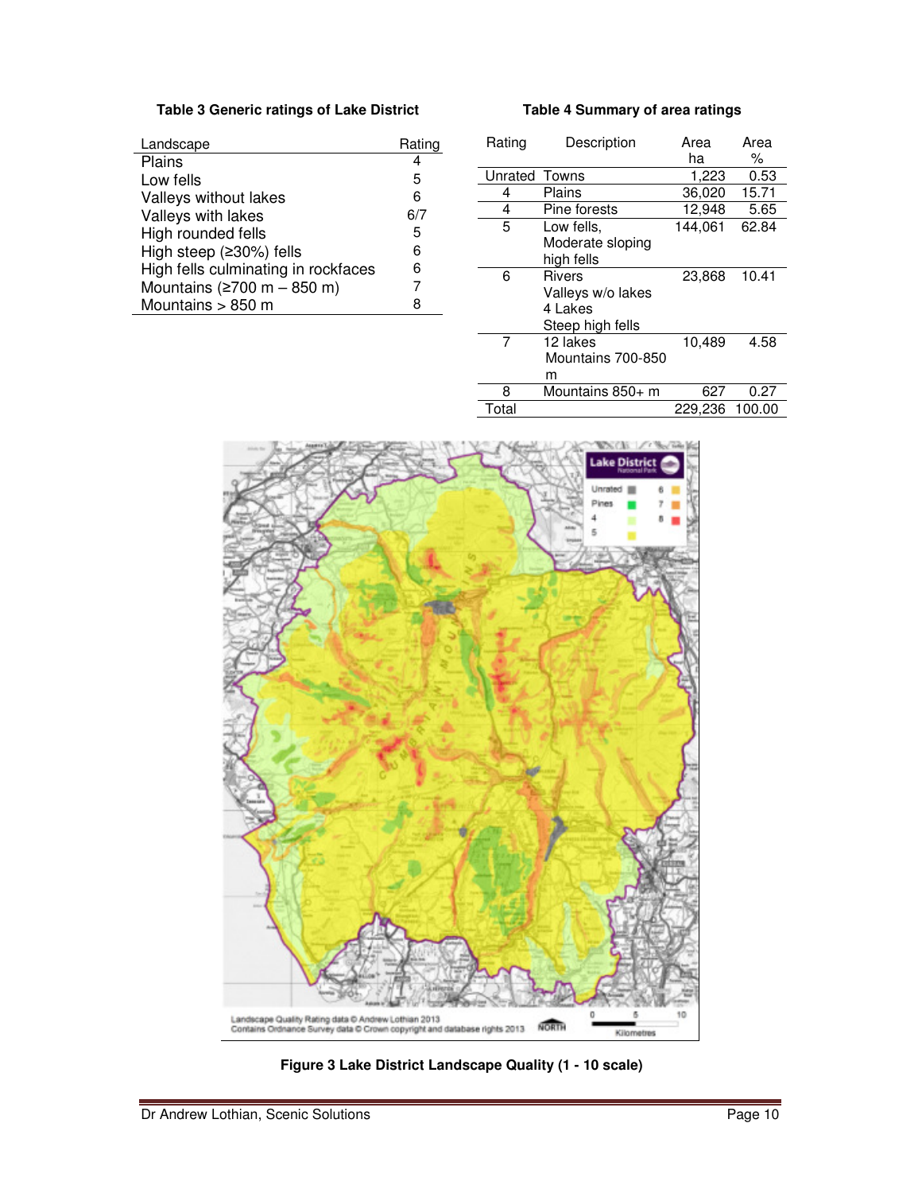**Table 3 Generic ratings of Lake District**

| Landscape | Rating |
|---|---|
| Plains | 4 |
| Low fells | 5 |
| Valleys without lakes | 6 |
| Valleys with lakes | 6/7 |
| High rounded fells | 5 |
| High steep (≥30%) fells | 6 |
| High fells culminating in rockfaces | 6 |
| Mountains (≥700 m – 850 m) | 7 |
| Mountains > 850 m | 8 |

**Table 4 Summary of area ratings**

| Rating | Description | Area ha | Area % |
|---|---|---|---|
| Unrated | Towns | 1,223 | 0.53 |
| 4 | Plains | 36,020 | 15.71 |
| 4 | Pine forests | 12,948 | 5.65 |
| 5 | Low fells, Moderate sloping high fells | 144,061 | 62.84 |
| 6 | Rivers Valleys w/o lakes 4 Lakes Steep high fells | 23,868 | 10.41 |
| 7 | 12 lakes Mountains 700-850 m | 10,489 | 4.58 |
| 8 | Mountains 850+ m | 627 | 0.27 |
| Total | | 229,236 | 100.00 |

**Figure 3 Lake District Landscape Quality (1 - 10 scale)**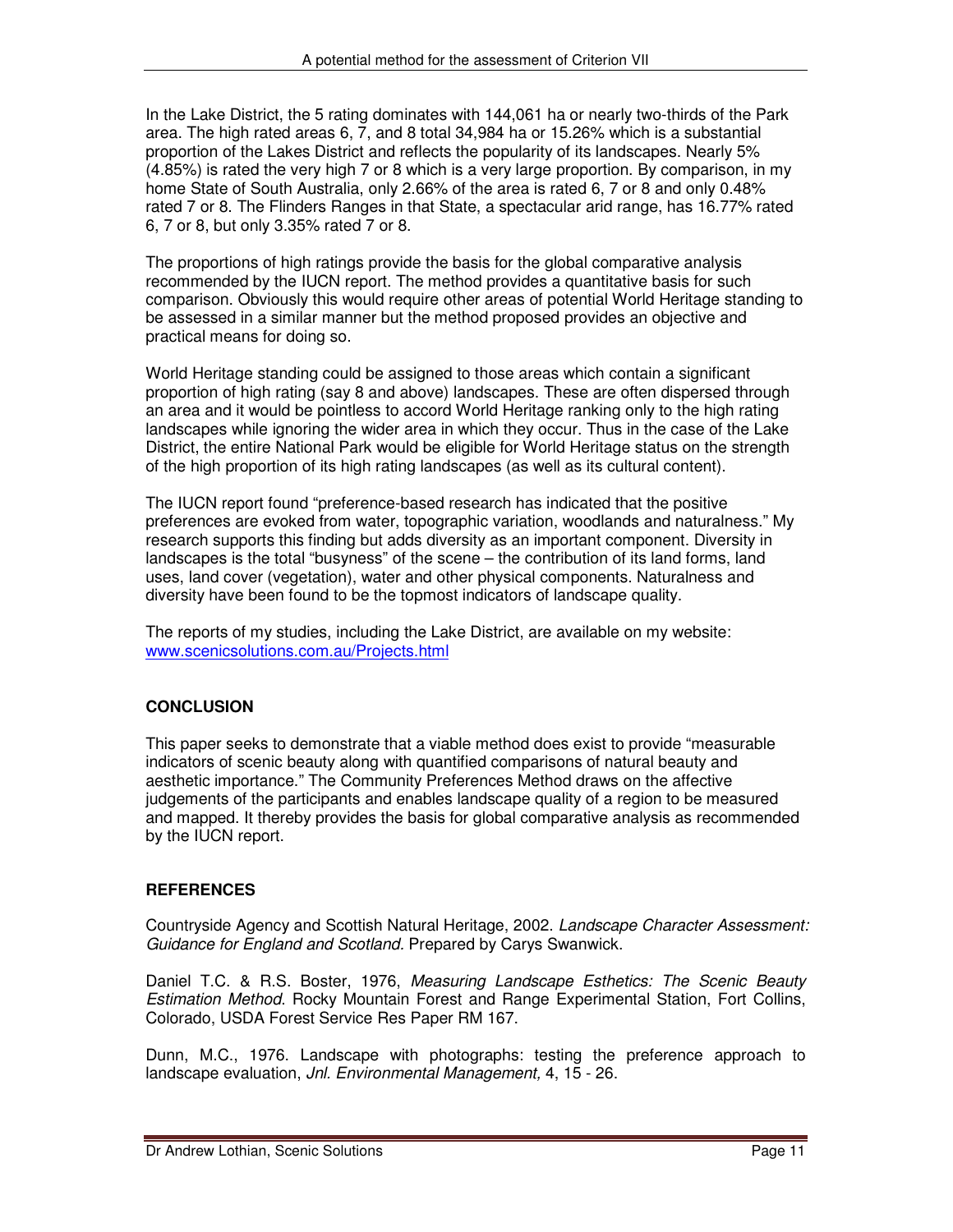In the Lake District, the 5 rating dominates with 144,061 ha or nearly two-thirds of the Park area. The high rated areas 6, 7, and 8 total 34,984 ha or 15.26% which is a substantial proportion of the Lakes District and reflects the popularity of its landscapes. Nearly 5% (4.85%) is rated the very high 7 or 8 which is a very large proportion. By comparison, in my home State of South Australia, only 2.66% of the area is rated 6, 7 or 8 and only 0.48% rated 7 or 8. The Flinders Ranges in that State, a spectacular arid range, has 16.77% rated 6, 7 or 8, but only 3.35% rated 7 or 8.

The proportions of high ratings provide the basis for the global comparative analysis recommended by the IUCN report. The method provides a quantitative basis for such comparison. Obviously this would require other areas of potential World Heritage standing to be assessed in a similar manner but the method proposed provides an objective and practical means for doing so.

World Heritage standing could be assigned to those areas which contain a significant proportion of high rating (say 8 and above) landscapes. These are often dispersed through an area and it would be pointless to accord World Heritage ranking only to the high rating landscapes while ignoring the wider area in which they occur. Thus in the case of the Lake District, the entire National Park would be eligible for World Heritage status on the strength of the high proportion of its high rating landscapes (as well as its cultural content).

The IUCN report found "preference-based research has indicated that the positive preferences are evoked from water, topographic variation, woodlands and naturalness." My research supports this finding but adds diversity as an important component. Diversity in landscapes is the total "busyness" of the scene – the contribution of its land forms, land uses, land cover (vegetation), water and other physical components. Naturalness and diversity have been found to be the topmost indicators of landscape quality.

The reports of my studies, including the Lake District, are available on my website: [www.scenicsolutions.com.au/Projects.html](www.scenicsolutions.com.au/Projects.html)

## CONCLUSION

This paper seeks to demonstrate that a viable method does exist to provide "measurable indicators of scenic beauty along with quantified comparisons of natural beauty and aesthetic importance." The Community Preferences Method draws on the affective judgements of the participants and enables landscape quality of a region to be measured and mapped. It thereby provides the basis for global comparative analysis as recommended by the IUCN report.

## REFERENCES

Countryside Agency and Scottish Natural Heritage, 2002. *Landscape Character Assessment: Guidance for England and Scotland.* Prepared by Carys Swanwick.

Daniel T.C. & R.S. Boster, 1976, *Measuring Landscape Esthetics: The Scenic Beauty Estimation Method*. Rocky Mountain Forest and Range Experimental Station, Fort Collins, Colorado, USDA Forest Service Res Paper RM 167.

Dunn, M.C., 1976. Landscape with photographs: testing the preference approach to landscape evaluation, *Jnl. Environmental Management,* 4, 15 - 26.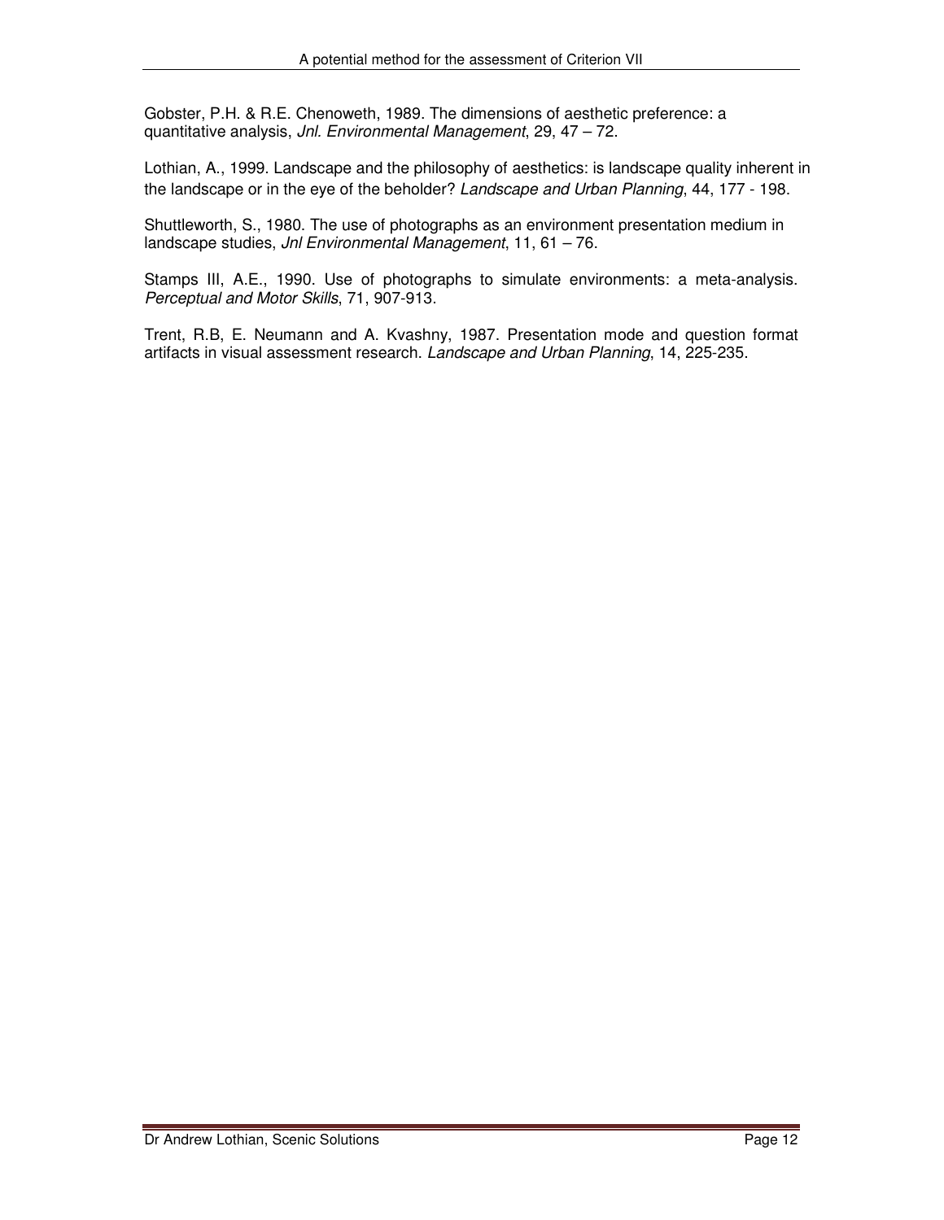Gobster, P.H. & R.E. Chenoweth, 1989. The dimensions of aesthetic preference: a quantitative analysis, *Jnl. Environmental Management*, 29, 47 – 72.

Lothian, A., 1999. Landscape and the philosophy of aesthetics: is landscape quality inherent in the landscape or in the eye of the beholder? *Landscape and Urban Planning*, 44, 177 - 198.

Shuttleworth, S., 1980. The use of photographs as an environment presentation medium in landscape studies, *Jnl Environmental Management*, 11, 61 – 76.

Stamps III, A.E., 1990. Use of photographs to simulate environments: a meta-analysis. *Perceptual and Motor Skills*, 71, 907-913.

Trent, R.B, E. Neumann and A. Kvashny, 1987. Presentation mode and question format artifacts in visual assessment research. *Landscape and Urban Planning*, 14, 225-235.